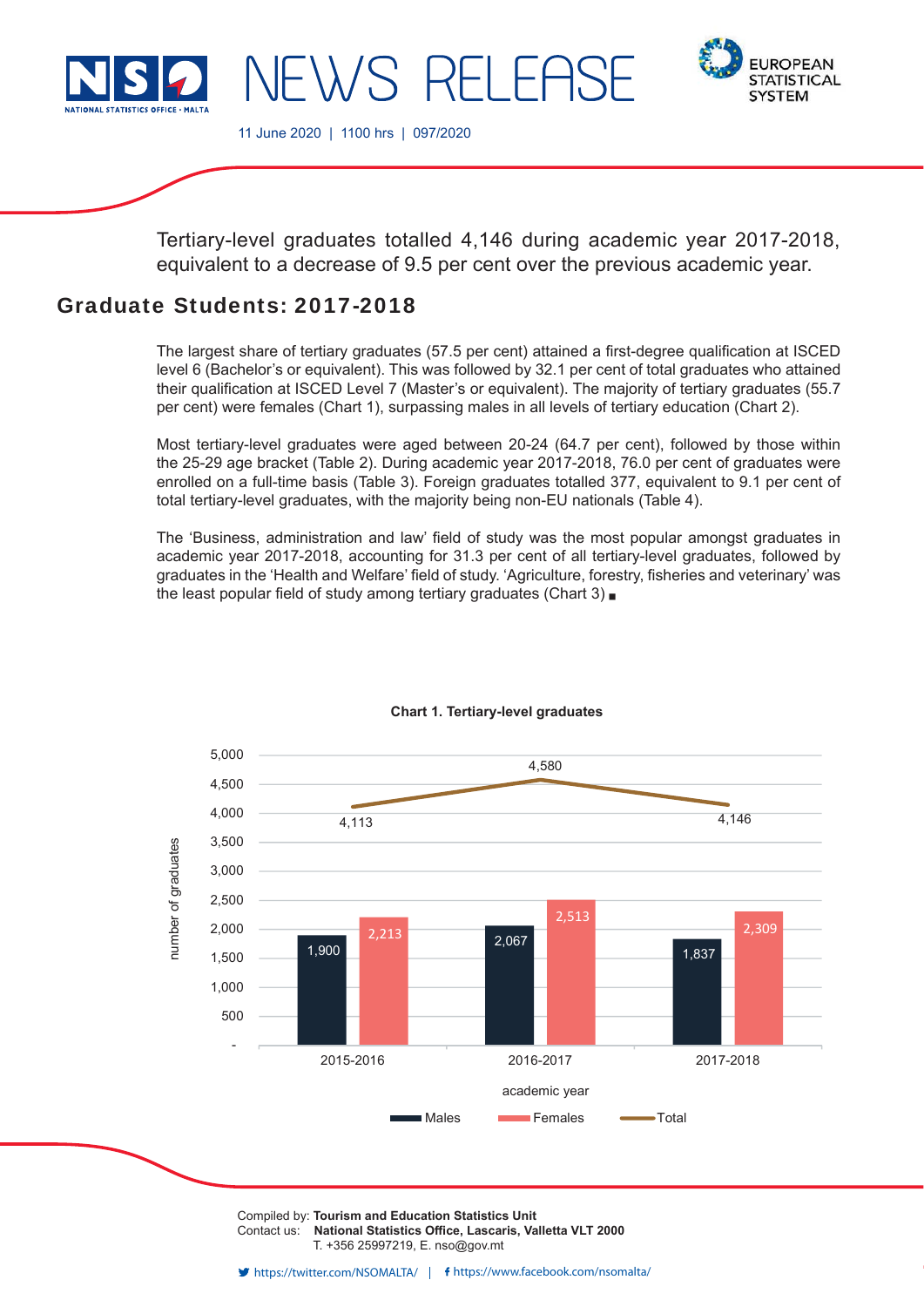# NEWS RELEASE

11 June 2020 | 1100 hrs | 097/2020

Tertiary-level graduates totalled 4,146 during academic year 2017-2018, equivalent to a decrease of 9.5 per cent over the previous academic year.

## Graduate Students: 2017-2018

The largest share of tertiary graduates (57.5 per cent) attained a first-degree qualification at ISCED level 6 (Bachelor's or equivalent). This was followed by 32.1 per cent of total graduates who attained their qualification at ISCED Level 7 (Master's or equivalent). The majority of tertiary graduates (55.7 per cent) were females (Chart 1), surpassing males in all levels of tertiary education (Chart 2).

Most tertiary-level graduates were aged between 20-24 (64.7 per cent), followed by those within the 25-29 age bracket (Table 2). During academic year 2017-2018, 76.0 per cent of graduates were enrolled on a full-time basis (Table 3). Foreign graduates totalled 377, equivalent to 9.1 per cent of total tertiary-level graduates, with the majority being non-EU nationals (Table 4).

The 'Business, administration and law' field of study was the most popular amongst graduates in academic year 2017-2018, accounting for 31.3 per cent of all tertiary-level graduates, followed by graduates in the 'Health and Welfare' field of study. 'Agriculture, forestry, fisheries and veterinary' was the least popular field of study among tertiary graduates (Chart 3) ▪

**Chart 1. Tertiary-level graduates**

| academic year | Males | Females | Total |
|---|---|---|---|
| 2015-2016 | 1,900 | 2,213 | 4,113 |
| 2016-2017 | 2,067 | 2,513 | 4,580 |
| 2017-2018 | 1,837 | 2,309 | 4,146 |

Compiled by: **Tourism and Education Statistics Unit**
Contact us: **National Statistics Office, Lascaris, Valletta VLT 2000**
T. +356 25997219, E. nso@gov.mt

https://twitter.com/NSOMALTA/ | https://www.facebook.com/nsomalta/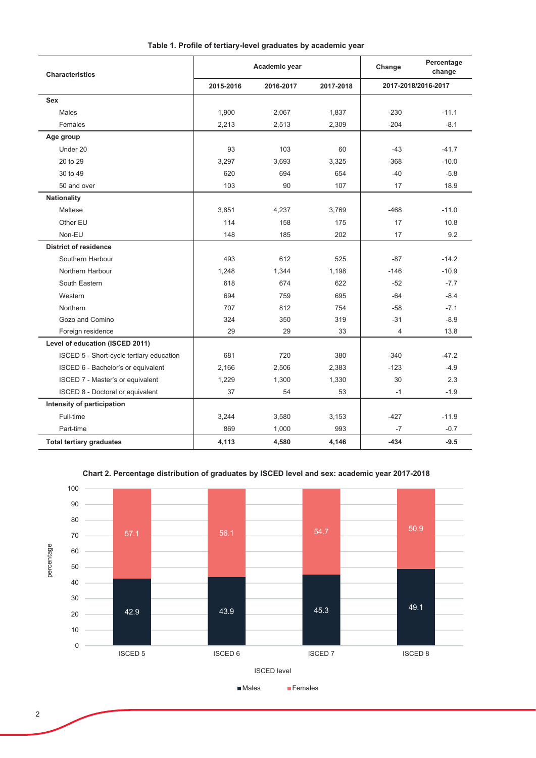**Table 1. Profile of tertiary-level graduates by academic year**

| Characteristics | Academic year | | | Change | Percentage change |
|---|---|---|---|---|---|
| | 2015-2016 | 2016-2017 | 2017-2018 | 2017-2018/2016-2017 | |
| **Sex** | | | | | |
| Males | 1,900 | 2,067 | 1,837 | -230 | -11.1 |
| Females | 2,213 | 2,513 | 2,309 | -204 | -8.1 |
| **Age group** | | | | | |
| Under 20 | 93 | 103 | 60 | -43 | -41.7 |
| 20 to 29 | 3,297 | 3,693 | 3,325 | -368 | -10.0 |
| 30 to 49 | 620 | 694 | 654 | -40 | -5.8 |
| 50 and over | 103 | 90 | 107 | 17 | 18.9 |
| **Nationality** | | | | | |
| Maltese | 3,851 | 4,237 | 3,769 | -468 | -11.0 |
| Other EU | 114 | 158 | 175 | 17 | 10.8 |
| Non-EU | 148 | 185 | 202 | 17 | 9.2 |
| **District of residence** | | | | | |
| Southern Harbour | 493 | 612 | 525 | -87 | -14.2 |
| Northern Harbour | 1,248 | 1,344 | 1,198 | -146 | -10.9 |
| South Eastern | 618 | 674 | 622 | -52 | -7.7 |
| Western | 694 | 759 | 695 | -64 | -8.4 |
| Northern | 707 | 812 | 754 | -58 | -7.1 |
| Gozo and Comino | 324 | 350 | 319 | -31 | -8.9 |
| Foreign residence | 29 | 29 | 33 | 4 | 13.8 |
| **Level of education (ISCED 2011)** | | | | | |
| ISCED 5 - Short-cycle tertiary education | 681 | 720 | 380 | -340 | -47.2 |
| ISCED 6 - Bachelor's or equivalent | 2,166 | 2,506 | 2,383 | -123 | -4.9 |
| ISCED 7 - Master's or equivalent | 1,229 | 1,300 | 1,330 | 30 | 2.3 |
| ISCED 8 - Doctoral or equivalent | 37 | 54 | 53 | -1 | -1.9 |
| **Intensity of participation** | | | | | |
| Full-time | 3,244 | 3,580 | 3,153 | -427 | -11.9 |
| Part-time | 869 | 1,000 | 993 | -7 | -0.7 |
| **Total tertiary graduates** | **4,113** | **4,580** | **4,146** | **-434** | **-9.5** |

**Chart 2. Percentage distribution of graduates by ISCED level and sex: academic year 2017-2018**

| ISCED level | Males | Females |
|---|---|---|
| ISCED 5 | 42.9 | 57.1 |
| ISCED 6 | 43.9 | 56.1 |
| ISCED 7 | 45.3 | 54.7 |
| ISCED 8 | 49.1 | 50.9 |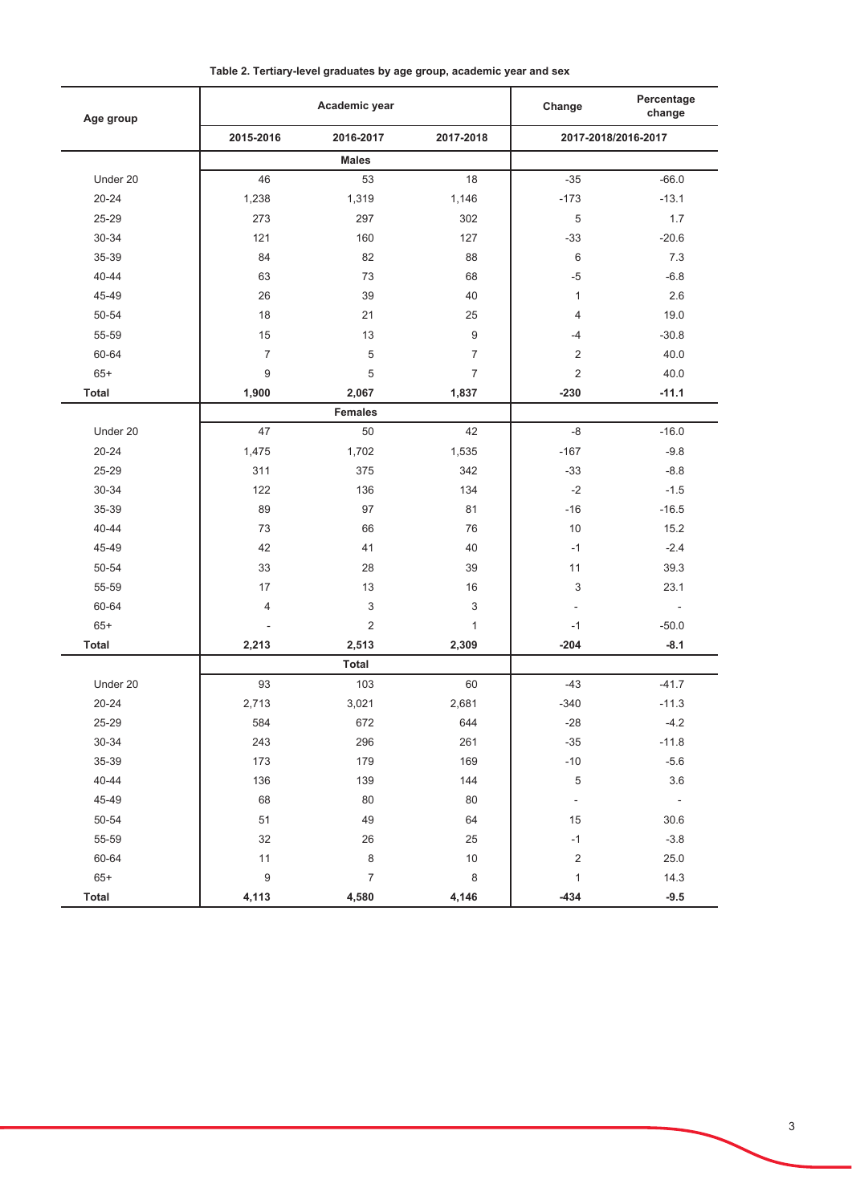**Table 2. Tertiary-level graduates by age group, academic year and sex**

| Age group | Academic year | | | Change | Percentage change |
|---|---|---|---|---|---|
| | 2015-2016 | 2016-2017 | 2017-2018 | 2017-2018/2016-2017 | |
| | **Males** | | | | |
| Under 20 | 46 | 53 | 18 | -35 | -66.0 |
| 20-24 | 1,238 | 1,319 | 1,146 | -173 | -13.1 |
| 25-29 | 273 | 297 | 302 | 5 | 1.7 |
| 30-34 | 121 | 160 | 127 | -33 | -20.6 |
| 35-39 | 84 | 82 | 88 | 6 | 7.3 |
| 40-44 | 63 | 73 | 68 | -5 | -6.8 |
| 45-49 | 26 | 39 | 40 | 1 | 2.6 |
| 50-54 | 18 | 21 | 25 | 4 | 19.0 |
| 55-59 | 15 | 13 | 9 | -4 | -30.8 |
| 60-64 | 7 | 5 | 7 | 2 | 40.0 |
| 65+ | 9 | 5 | 7 | 2 | 40.0 |
| **Total** | **1,900** | **2,067** | **1,837** | **-230** | **-11.1** |
| | **Females** | | | | |
| Under 20 | 47 | 50 | 42 | -8 | -16.0 |
| 20-24 | 1,475 | 1,702 | 1,535 | -167 | -9.8 |
| 25-29 | 311 | 375 | 342 | -33 | -8.8 |
| 30-34 | 122 | 136 | 134 | -2 | -1.5 |
| 35-39 | 89 | 97 | 81 | -16 | -16.5 |
| 40-44 | 73 | 66 | 76 | 10 | 15.2 |
| 45-49 | 42 | 41 | 40 | -1 | -2.4 |
| 50-54 | 33 | 28 | 39 | 11 | 39.3 |
| 55-59 | 17 | 13 | 16 | 3 | 23.1 |
| 60-64 | 4 | 3 | 3 | - | - |
| 65+ | - | 2 | 1 | -1 | -50.0 |
| **Total** | **2,213** | **2,513** | **2,309** | **-204** | **-8.1** |
| | **Total** | | | | |
| Under 20 | 93 | 103 | 60 | -43 | -41.7 |
| 20-24 | 2,713 | 3,021 | 2,681 | -340 | -11.3 |
| 25-29 | 584 | 672 | 644 | -28 | -4.2 |
| 30-34 | 243 | 296 | 261 | -35 | -11.8 |
| 35-39 | 173 | 179 | 169 | -10 | -5.6 |
| 40-44 | 136 | 139 | 144 | 5 | 3.6 |
| 45-49 | 68 | 80 | 80 | - | - |
| 50-54 | 51 | 49 | 64 | 15 | 30.6 |
| 55-59 | 32 | 26 | 25 | -1 | -3.8 |
| 60-64 | 11 | 8 | 10 | 2 | 25.0 |
| 65+ | 9 | 7 | 8 | 1 | 14.3 |
| **Total** | **4,113** | **4,580** | **4,146** | **-434** | **-9.5** |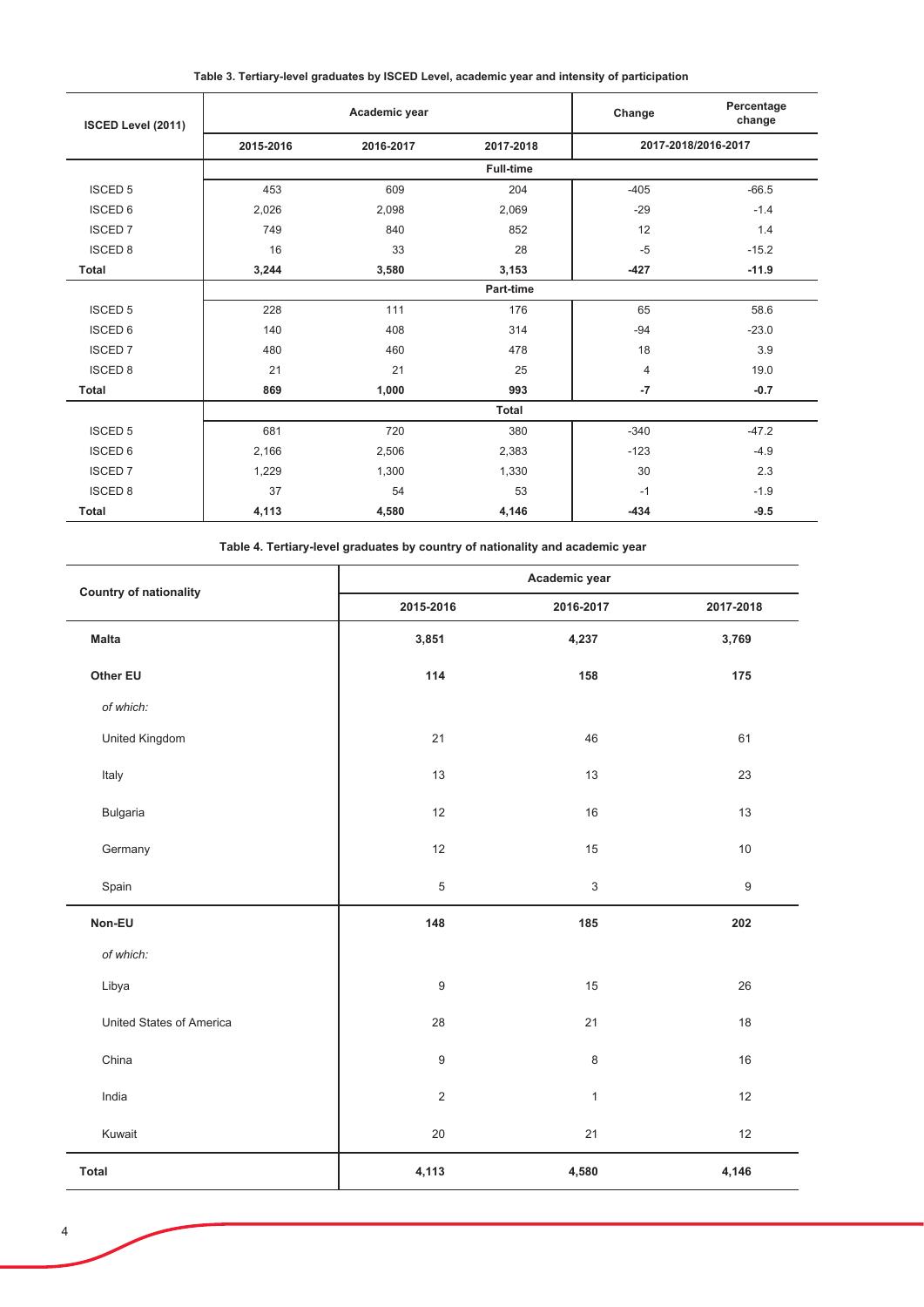**Table 3. Tertiary-level graduates by ISCED Level, academic year and intensity of participation**

| ISCED Level (2011) | Academic year | | | Change | Percentage change |
|---|---|---|---|---|---|
| | 2015-2016 | 2016-2017 | 2017-2018 | 2017-2018/2016-2017 | |
| | | | **Full-time** | | |
| ISCED 5 | 453 | 609 | 204 | -405 | -66.5 |
| ISCED 6 | 2,026 | 2,098 | 2,069 | -29 | -1.4 |
| ISCED 7 | 749 | 840 | 852 | 12 | 1.4 |
| ISCED 8 | 16 | 33 | 28 | -5 | -15.2 |
| **Total** | **3,244** | **3,580** | **3,153** | **-427** | **-11.9** |
| | | | **Part-time** | | |
| ISCED 5 | 228 | 111 | 176 | 65 | 58.6 |
| ISCED 6 | 140 | 408 | 314 | -94 | -23.0 |
| ISCED 7 | 480 | 460 | 478 | 18 | 3.9 |
| ISCED 8 | 21 | 21 | 25 | 4 | 19.0 |
| **Total** | **869** | **1,000** | **993** | **-7** | **-0.7** |
| | | | **Total** | | |
| ISCED 5 | 681 | 720 | 380 | -340 | -47.2 |
| ISCED 6 | 2,166 | 2,506 | 2,383 | -123 | -4.9 |
| ISCED 7 | 1,229 | 1,300 | 1,330 | 30 | 2.3 |
| ISCED 8 | 37 | 54 | 53 | -1 | -1.9 |
| **Total** | **4,113** | **4,580** | **4,146** | **-434** | **-9.5** |

**Table 4. Tertiary-level graduates by country of nationality and academic year**

| Country of nationality | Academic year | | |
|---|---|---|---|
| | 2015-2016 | 2016-2017 | 2017-2018 |
| **Malta** | **3,851** | **4,237** | **3,769** |
| **Other EU** | **114** | **158** | **175** |
| *of which:* | | | |
| United Kingdom | 21 | 46 | 61 |
| Italy | 13 | 13 | 23 |
| Bulgaria | 12 | 16 | 13 |
| Germany | 12 | 15 | 10 |
| Spain | 5 | 3 | 9 |
| **Non-EU** | **148** | **185** | **202** |
| *of which:* | | | |
| Libya | 9 | 15 | 26 |
| United States of America | 28 | 21 | 18 |
| China | 9 | 8 | 16 |
| India | 2 | 1 | 12 |
| Kuwait | 20 | 21 | 12 |
| **Total** | **4,113** | **4,580** | **4,146** |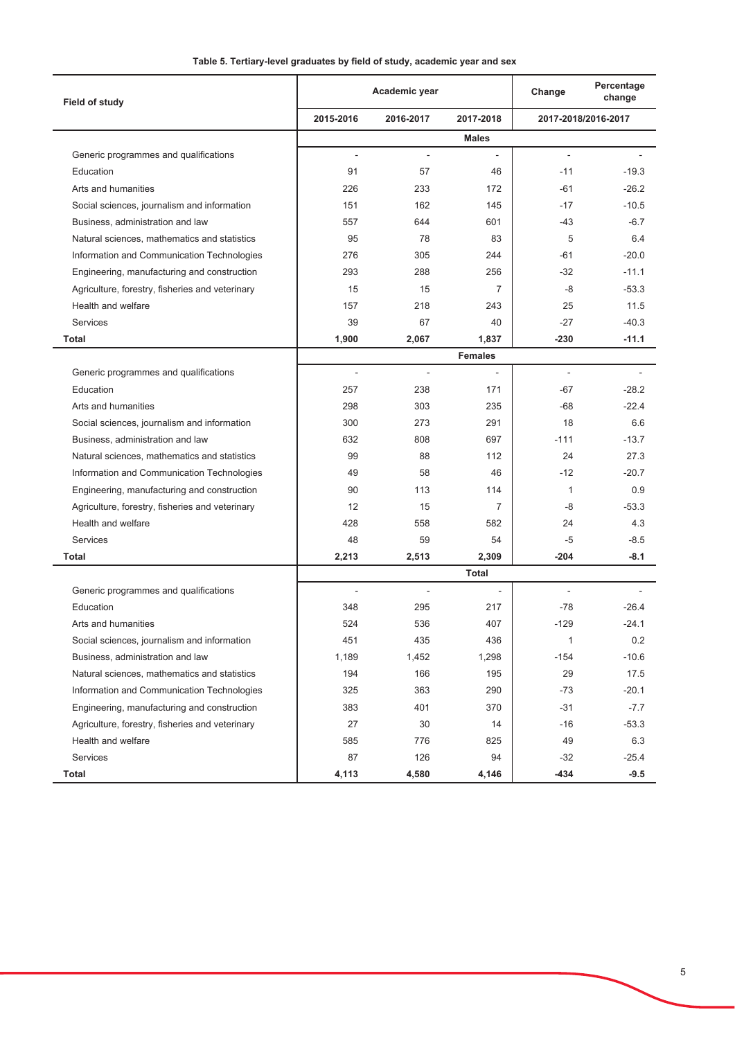**Table 5. Tertiary-level graduates by field of study, academic year and sex**

| Field of study | Academic year | | | Change | Percentage change |
|---|---|---|---|---|---|
| | 2015-2016 | 2016-2017 | 2017-2018 | 2017-2018/2016-2017 | |
| **Males** | | | | | |
| Generic programmes and qualifications | - | - | - | - | - |
| Education | 91 | 57 | 46 | -11 | -19.3 |
| Arts and humanities | 226 | 233 | 172 | -61 | -26.2 |
| Social sciences, journalism and information | 151 | 162 | 145 | -17 | -10.5 |
| Business, administration and law | 557 | 644 | 601 | -43 | -6.7 |
| Natural sciences, mathematics and statistics | 95 | 78 | 83 | 5 | 6.4 |
| Information and Communication Technologies | 276 | 305 | 244 | -61 | -20.0 |
| Engineering, manufacturing and construction | 293 | 288 | 256 | -32 | -11.1 |
| Agriculture, forestry, fisheries and veterinary | 15 | 15 | 7 | -8 | -53.3 |
| Health and welfare | 157 | 218 | 243 | 25 | 11.5 |
| Services | 39 | 67 | 40 | -27 | -40.3 |
| **Total** | **1,900** | **2,067** | **1,837** | **-230** | **-11.1** |
| **Females** | | | | | |
| Generic programmes and qualifications | - | - | - | - | - |
| Education | 257 | 238 | 171 | -67 | -28.2 |
| Arts and humanities | 298 | 303 | 235 | -68 | -22.4 |
| Social sciences, journalism and information | 300 | 273 | 291 | 18 | 6.6 |
| Business, administration and law | 632 | 808 | 697 | -111 | -13.7 |
| Natural sciences, mathematics and statistics | 99 | 88 | 112 | 24 | 27.3 |
| Information and Communication Technologies | 49 | 58 | 46 | -12 | -20.7 |
| Engineering, manufacturing and construction | 90 | 113 | 114 | 1 | 0.9 |
| Agriculture, forestry, fisheries and veterinary | 12 | 15 | 7 | -8 | -53.3 |
| Health and welfare | 428 | 558 | 582 | 24 | 4.3 |
| Services | 48 | 59 | 54 | -5 | -8.5 |
| **Total** | **2,213** | **2,513** | **2,309** | **-204** | **-8.1** |
| **Total** | | | | | |
| Generic programmes and qualifications | - | - | - | - | - |
| Education | 348 | 295 | 217 | -78 | -26.4 |
| Arts and humanities | 524 | 536 | 407 | -129 | -24.1 |
| Social sciences, journalism and information | 451 | 435 | 436 | 1 | 0.2 |
| Business, administration and law | 1,189 | 1,452 | 1,298 | -154 | -10.6 |
| Natural sciences, mathematics and statistics | 194 | 166 | 195 | 29 | 17.5 |
| Information and Communication Technologies | 325 | 363 | 290 | -73 | -20.1 |
| Engineering, manufacturing and construction | 383 | 401 | 370 | -31 | -7.7 |
| Agriculture, forestry, fisheries and veterinary | 27 | 30 | 14 | -16 | -53.3 |
| Health and welfare | 585 | 776 | 825 | 49 | 6.3 |
| Services | 87 | 126 | 94 | -32 | -25.4 |
| **Total** | **4,113** | **4,580** | **4,146** | **-434** | **-9.5** |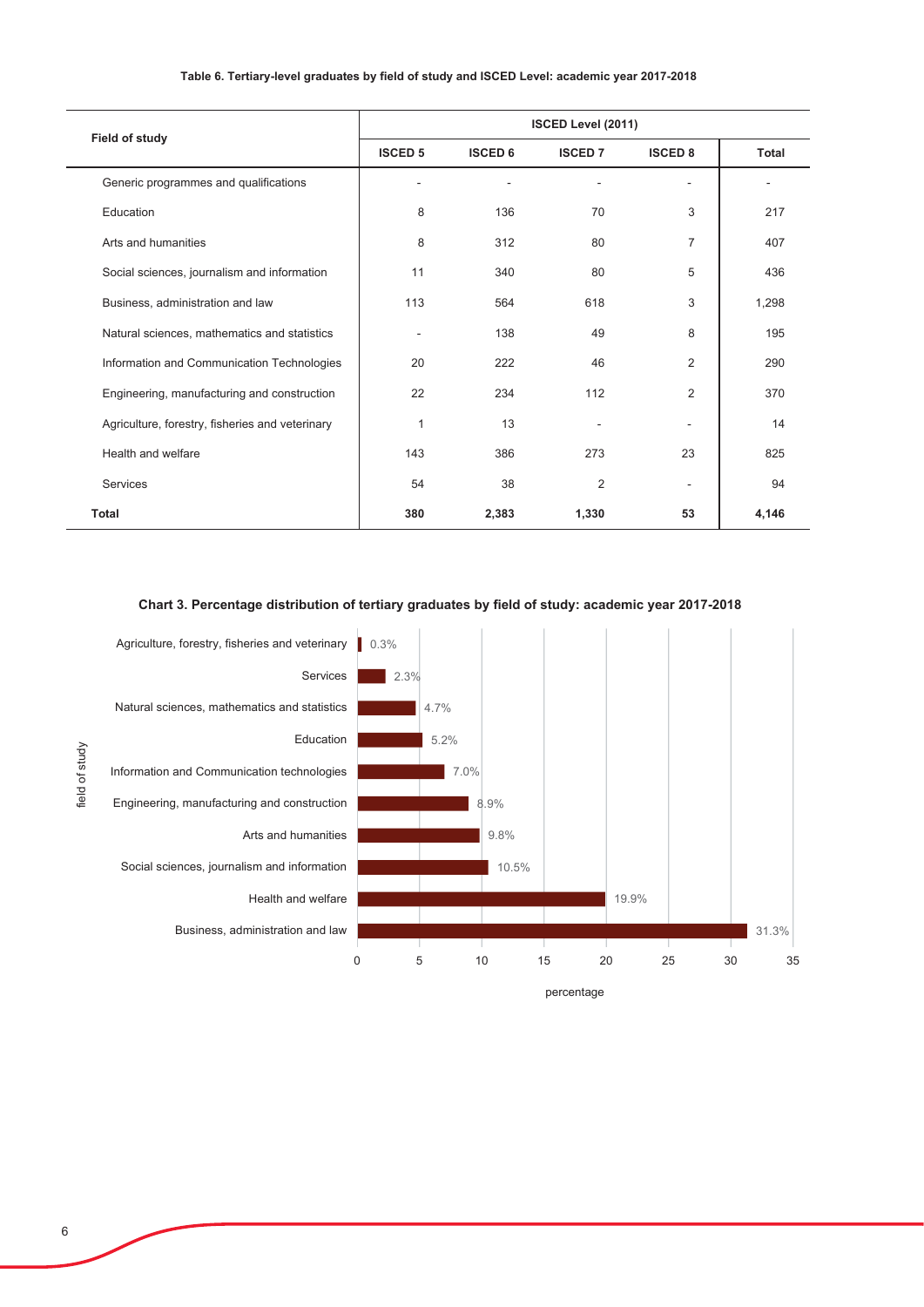**Table 6. Tertiary-level graduates by field of study and ISCED Level: academic year 2017-2018**

| Field of study | ISCED Level (2011) | | | | |
|---|---|---|---|---|---|
| | ISCED 5 | ISCED 6 | ISCED 7 | ISCED 8 | Total |
| Generic programmes and qualifications | - | - | - | - | - |
| Education | 8 | 136 | 70 | 3 | 217 |
| Arts and humanities | 8 | 312 | 80 | 7 | 407 |
| Social sciences, journalism and information | 11 | 340 | 80 | 5 | 436 |
| Business, administration and law | 113 | 564 | 618 | 3 | 1,298 |
| Natural sciences, mathematics and statistics | - | 138 | 49 | 8 | 195 |
| Information and Communication Technologies | 20 | 222 | 46 | 2 | 290 |
| Engineering, manufacturing and construction | 22 | 234 | 112 | 2 | 370 |
| Agriculture, forestry, fisheries and veterinary | 1 | 13 | - | - | 14 |
| Health and welfare | 143 | 386 | 273 | 23 | 825 |
| Services | 54 | 38 | 2 | - | 94 |
| **Total** | **380** | **2,383** | **1,330** | **53** | **4,146** |

**Chart 3. Percentage distribution of tertiary graduates by field of study: academic year 2017-2018**

| field of study | percentage |
|---|---|
| Agriculture, forestry, fisheries and veterinary | 0.3% |
| Services | 2.3% |
| Natural sciences, mathematics and statistics | 4.7% |
| Education | 5.2% |
| Information and Communication technologies | 7.0% |
| Engineering, manufacturing and construction | 8.9% |
| Arts and humanities | 9.8% |
| Social sciences, journalism and information | 10.5% |
| Health and welfare | 19.9% |
| Business, administration and law | 31.3% |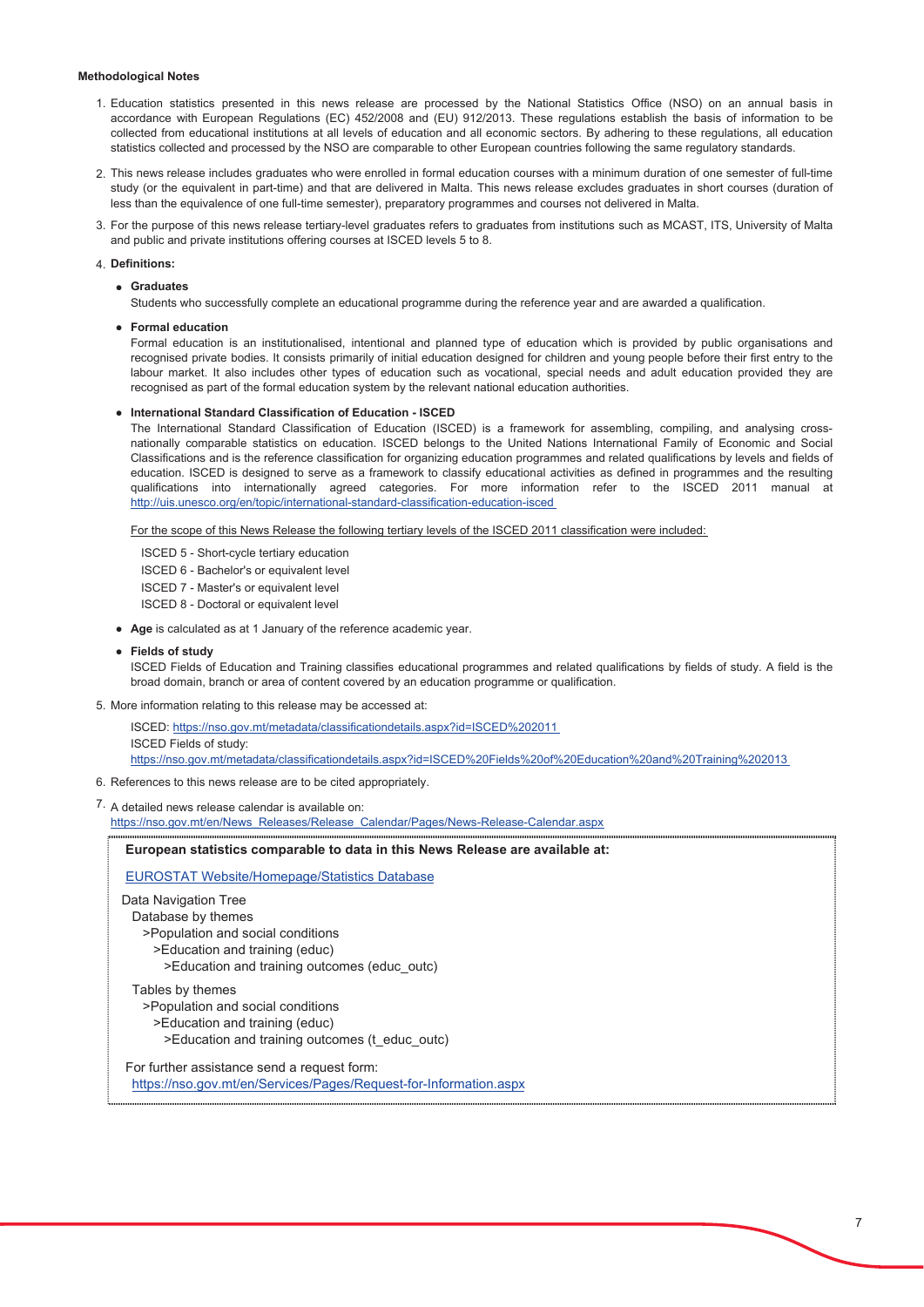**Methodological Notes**

1. Education statistics presented in this news release are processed by the National Statistics Office (NSO) on an annual basis in accordance with European Regulations (EC) 452/2008 and (EU) 912/2013. These regulations establish the basis of information to be collected from educational institutions at all levels of education and all economic sectors. By adhering to these regulations, all education statistics collected and processed by the NSO are comparable to other European countries following the same regulatory standards.

2. This news release includes graduates who were enrolled in formal education courses with a minimum duration of one semester of full-time study (or the equivalent in part-time) and that are delivered in Malta. This news release excludes graduates in short courses (duration of less than the equivalence of one full-time semester), preparatory programmes and courses not delivered in Malta.

3. For the purpose of this news release tertiary-level graduates refers to graduates from institutions such as MCAST, ITS, University of Malta and public and private institutions offering courses at ISCED levels 5 to 8.

4. **Definitions:**

   - **Graduates**
     Students who successfully complete an educational programme during the reference year and are awarded a qualification.

   - **Formal education**
     Formal education is an institutionalised, intentional and planned type of education which is provided by public organisations and recognised private bodies. It consists primarily of initial education designed for children and young people before their first entry to the labour market. It also includes other types of education such as vocational, special needs and adult education provided they are recognised as part of the formal education system by the relevant national education authorities.

   - **International Standard Classification of Education - ISCED**
     The International Standard Classification of Education (ISCED) is a framework for assembling, compiling, and analysing cross-nationally comparable statistics on education. ISCED belongs to the United Nations International Family of Economic and Social Classifications and is the reference classification for organizing education programmes and related qualifications by levels and fields of education. ISCED is designed to serve as a framework to classify educational activities as defined in programmes and the resulting qualifications into internationally agreed categories. For more information refer to the ISCED 2011 manual at http://uis.unesco.org/en/topic/international-standard-classification-education-isced

     For the scope of this News Release the following tertiary levels of the ISCED 2011 classification were included:

     ISCED 5 - Short-cycle tertiary education
     ISCED 6 - Bachelor's or equivalent level
     ISCED 7 - Master's or equivalent level
     ISCED 8 - Doctoral or equivalent level

   - **Age** is calculated as at 1 January of the reference academic year.

   - **Fields of study**
     ISCED Fields of Education and Training classifies educational programmes and related qualifications by fields of study. A field is the broad domain, branch or area of content covered by an education programme or qualification.

5. More information relating to this release may be accessed at:

   ISCED: https://nso.gov.mt/metadata/classificationdetails.aspx?id=ISCED%202011
   ISCED Fields of study:
   https://nso.gov.mt/metadata/classificationdetails.aspx?id=ISCED%20Fields%20of%20Education%20and%20Training%202013

6. References to this news release are to be cited appropriately.

7. A detailed news release calendar is available on:
   https://nso.gov.mt/en/News_Releases/Release_Calendar/Pages/News-Release-Calendar.aspx

**European statistics comparable to data in this News Release are available at:**

EUROSTAT Website/Homepage/Statistics Database

Data Navigation Tree
Database by themes
>Population and social conditions
>Education and training (educ)
>Education and training outcomes (educ_outc)

Tables by themes
>Population and social conditions
>Education and training (educ)
>Education and training outcomes (t_educ_outc)

For further assistance send a request form:
https://nso.gov.mt/en/Services/Pages/Request-for-Information.aspx